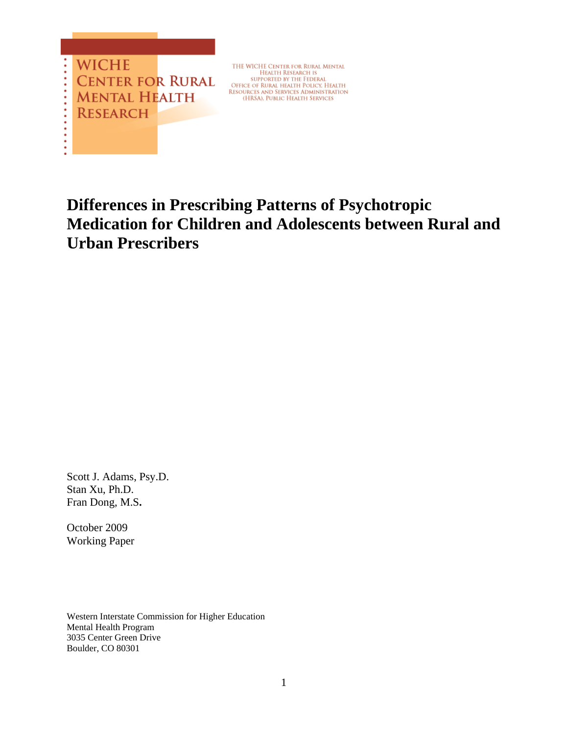WICHE
CENTER FOR RURAL
MENTAL HEALTH
RESEARCH

THE WICHE CENTER FOR RURAL MENTAL HEALTH RESEARCH IS SUPPORTED BY THE FEDERAL OFFICE OF RURAL HEALTH POLICY, HEALTH RESOURCES AND SERVICES ADMINISTRATION (HRSA), PUBLIC HEALTH SERVICES

# Differences in Prescribing Patterns of Psychotropic Medication for Children and Adolescents between Rural and Urban Prescribers

Scott J. Adams, Psy.D.
Stan Xu, Ph.D.
Fran Dong, M.S.

October 2009
Working Paper

Western Interstate Commission for Higher Education
Mental Health Program
3035 Center Green Drive
Boulder, CO 80301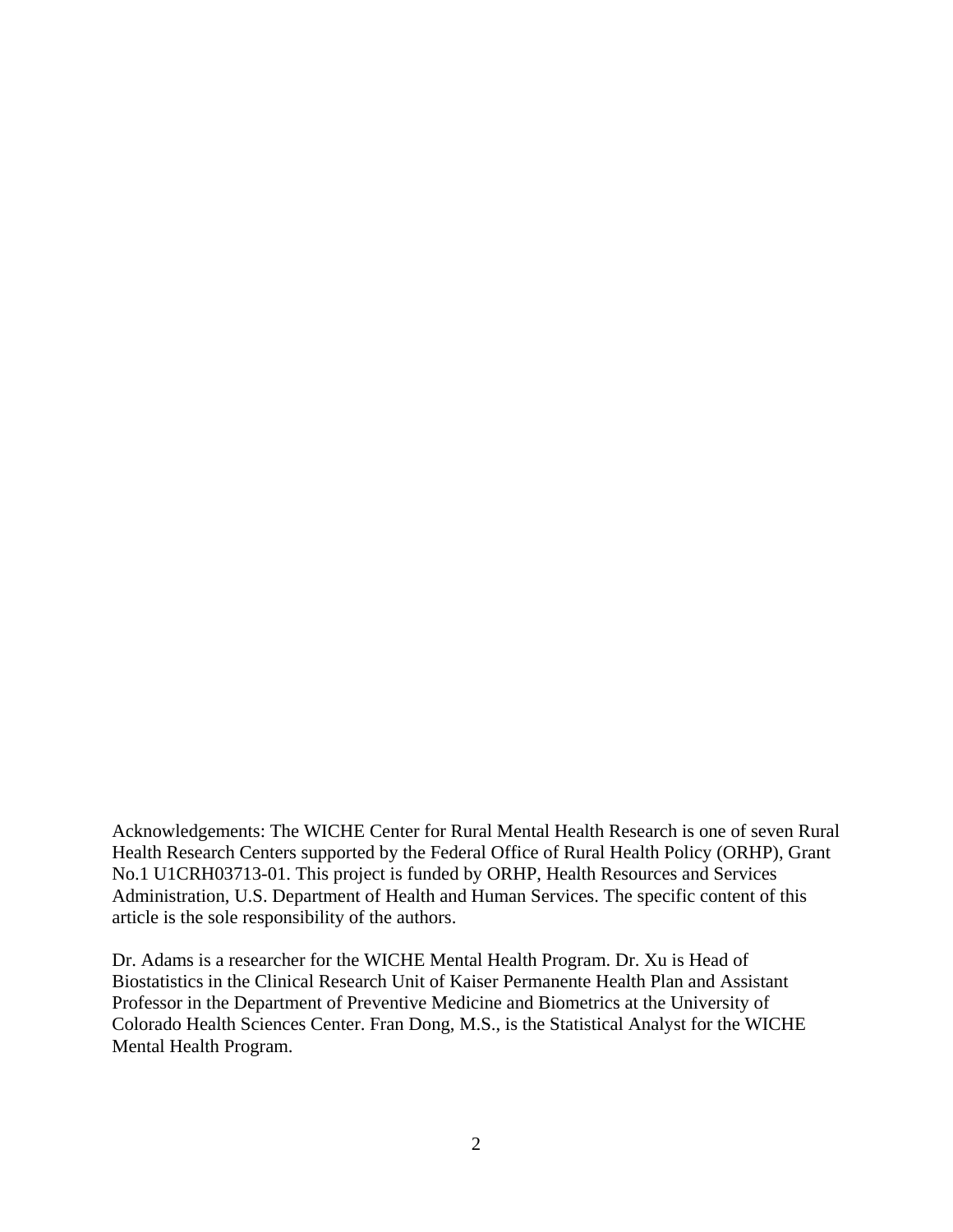Acknowledgements: The WICHE Center for Rural Mental Health Research is one of seven Rural Health Research Centers supported by the Federal Office of Rural Health Policy (ORHP), Grant No.1 U1CRH03713-01. This project is funded by ORHP, Health Resources and Services Administration, U.S. Department of Health and Human Services. The specific content of this article is the sole responsibility of the authors.

Dr. Adams is a researcher for the WICHE Mental Health Program. Dr. Xu is Head of Biostatistics in the Clinical Research Unit of Kaiser Permanente Health Plan and Assistant Professor in the Department of Preventive Medicine and Biometrics at the University of Colorado Health Sciences Center. Fran Dong, M.S., is the Statistical Analyst for the WICHE Mental Health Program.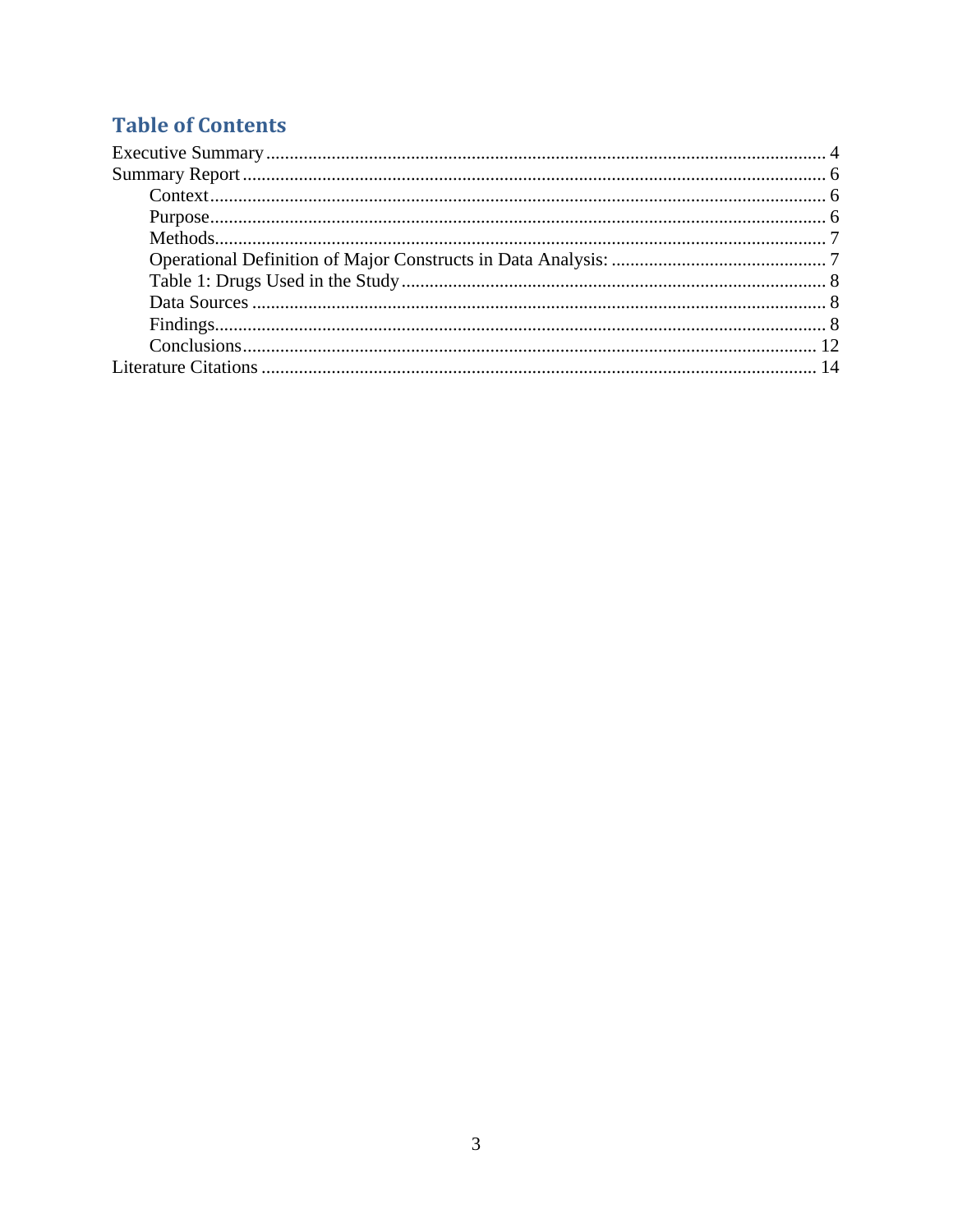# Table of Contents

Executive Summary ........................................................................................................................ 4
Summary Report ............................................................................................................................ 6
- Context ..................................................................................................................................... 6
- Purpose ..................................................................................................................................... 6
- Methods .................................................................................................................................... 7
- Operational Definition of Major Constructs in Data Analysis: ............................................... 7
- Table 1: Drugs Used in the Study ............................................................................................ 8
- Data Sources ............................................................................................................................ 8
- Findings .................................................................................................................................... 8
- Conclusions ............................................................................................................................ 12

Literature Citations ....................................................................................................................... 14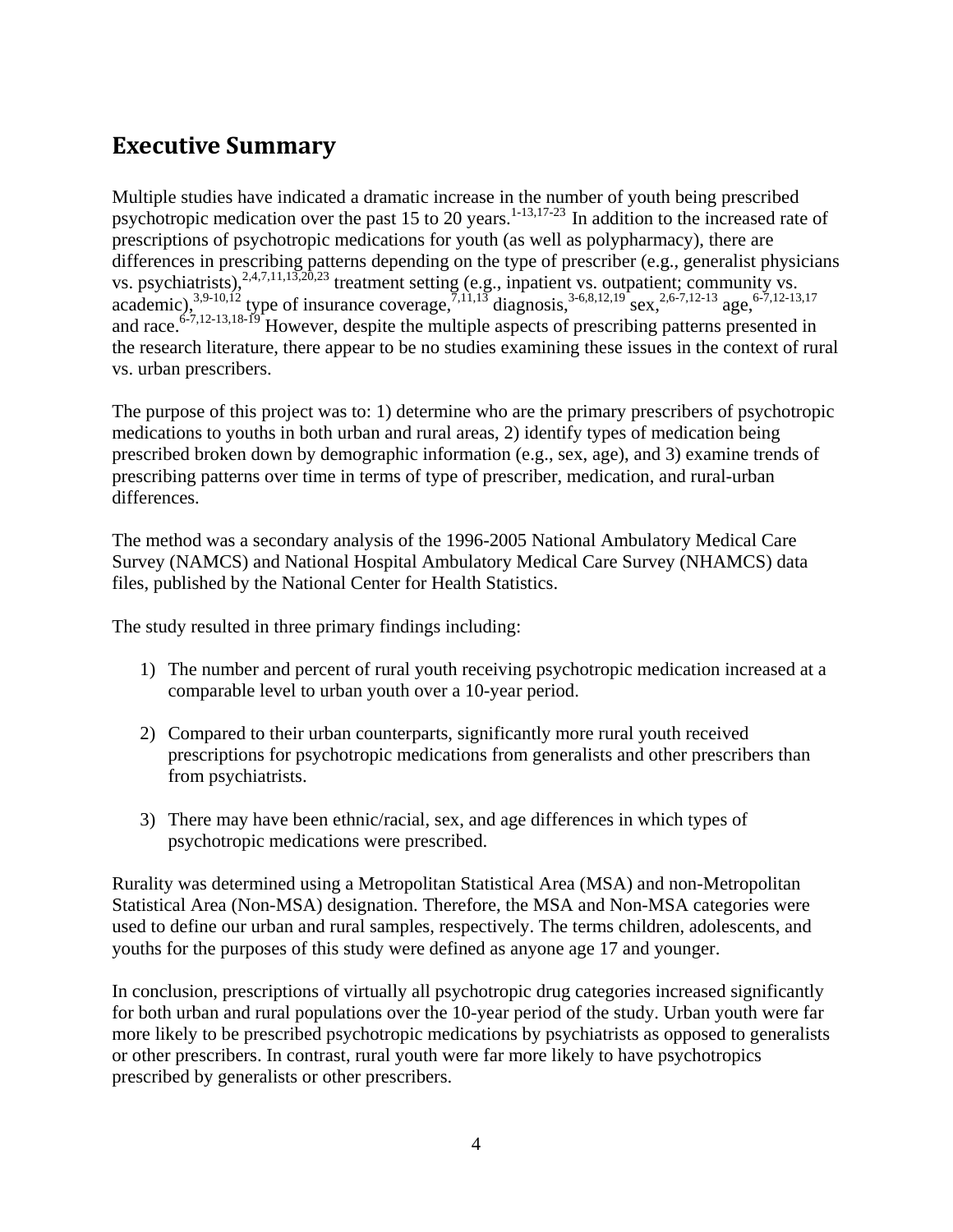## Executive Summary

Multiple studies have indicated a dramatic increase in the number of youth being prescribed psychotropic medication over the past 15 to 20 years.[1-13,17-23] In addition to the increased rate of prescriptions of psychotropic medications for youth (as well as polypharmacy), there are differences in prescribing patterns depending on the type of prescriber (e.g., generalist physicians vs. psychiatrists),[2,4,7,11,13,20,23] treatment setting (e.g., inpatient vs. outpatient; community vs. academic),[3,9-10,12] type of insurance coverage,[7,11,13] diagnosis,[3-6,8,12,19] sex,[2,6-7,12-13] age,[6-7,12-13,17] and race.[6-7,12-13,18-19] However, despite the multiple aspects of prescribing patterns presented in the research literature, there appear to be no studies examining these issues in the context of rural vs. urban prescribers.

The purpose of this project was to: 1) determine who are the primary prescribers of psychotropic medications to youths in both urban and rural areas, 2) identify types of medication being prescribed broken down by demographic information (e.g., sex, age), and 3) examine trends of prescribing patterns over time in terms of type of prescriber, medication, and rural-urban differences.

The method was a secondary analysis of the 1996-2005 National Ambulatory Medical Care Survey (NAMCS) and National Hospital Ambulatory Medical Care Survey (NHAMCS) data files, published by the National Center for Health Statistics.

The study resulted in three primary findings including:

1) The number and percent of rural youth receiving psychotropic medication increased at a comparable level to urban youth over a 10-year period.

2) Compared to their urban counterparts, significantly more rural youth received prescriptions for psychotropic medications from generalists and other prescribers than from psychiatrists.

3) There may have been ethnic/racial, sex, and age differences in which types of psychotropic medications were prescribed.

Rurality was determined using a Metropolitan Statistical Area (MSA) and non-Metropolitan Statistical Area (Non-MSA) designation. Therefore, the MSA and Non-MSA categories were used to define our urban and rural samples, respectively. The terms children, adolescents, and youths for the purposes of this study were defined as anyone age 17 and younger.

In conclusion, prescriptions of virtually all psychotropic drug categories increased significantly for both urban and rural populations over the 10-year period of the study. Urban youth were far more likely to be prescribed psychotropic medications by psychiatrists as opposed to generalists or other prescribers. In contrast, rural youth were far more likely to have psychotropics prescribed by generalists or other prescribers.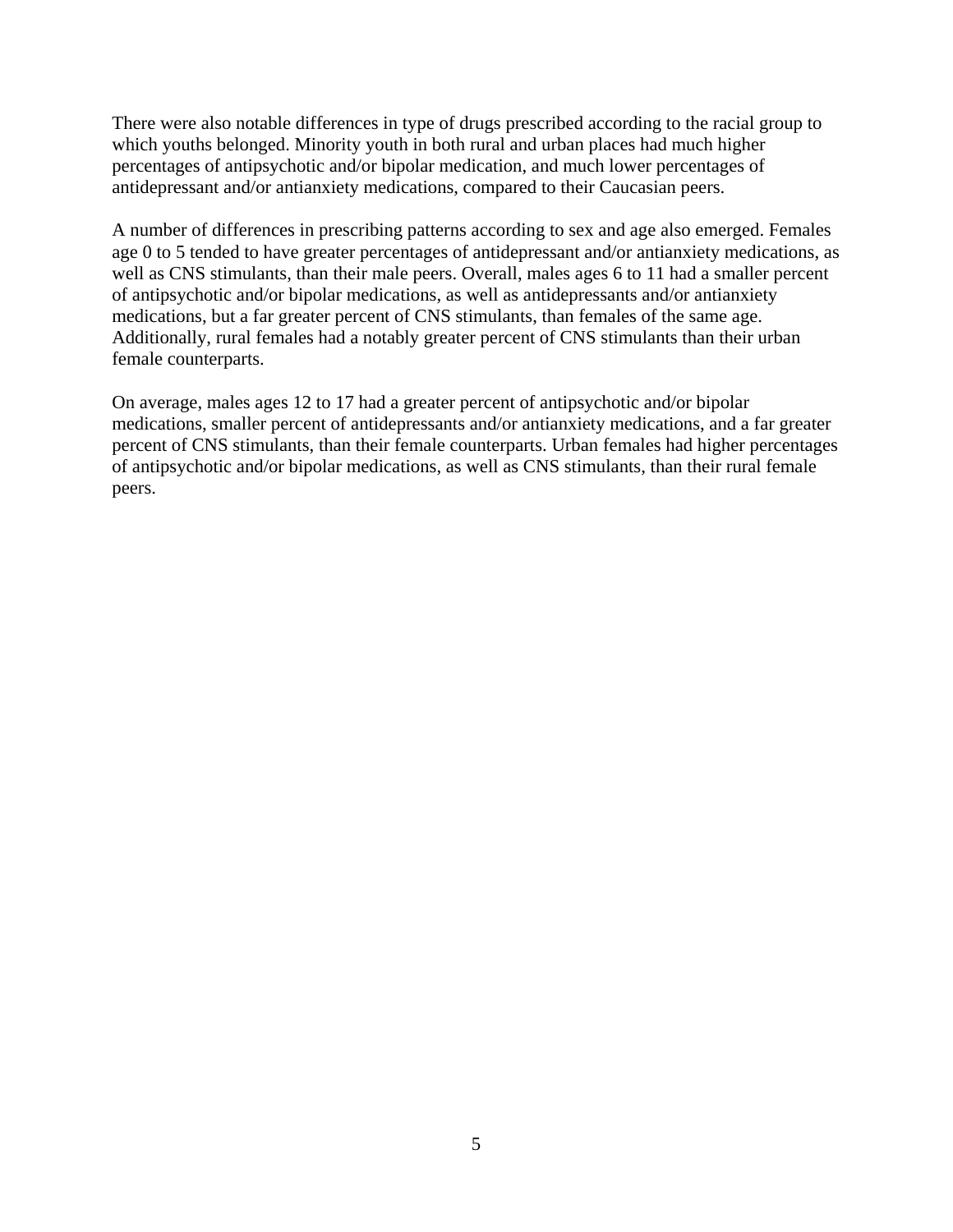There were also notable differences in type of drugs prescribed according to the racial group to which youths belonged. Minority youth in both rural and urban places had much higher percentages of antipsychotic and/or bipolar medication, and much lower percentages of antidepressant and/or antianxiety medications, compared to their Caucasian peers.

A number of differences in prescribing patterns according to sex and age also emerged. Females age 0 to 5 tended to have greater percentages of antidepressant and/or antianxiety medications, as well as CNS stimulants, than their male peers. Overall, males ages 6 to 11 had a smaller percent of antipsychotic and/or bipolar medications, as well as antidepressants and/or antianxiety medications, but a far greater percent of CNS stimulants, than females of the same age. Additionally, rural females had a notably greater percent of CNS stimulants than their urban female counterparts.

On average, males ages 12 to 17 had a greater percent of antipsychotic and/or bipolar medications, smaller percent of antidepressants and/or antianxiety medications, and a far greater percent of CNS stimulants, than their female counterparts. Urban females had higher percentages of antipsychotic and/or bipolar medications, as well as CNS stimulants, than their rural female peers.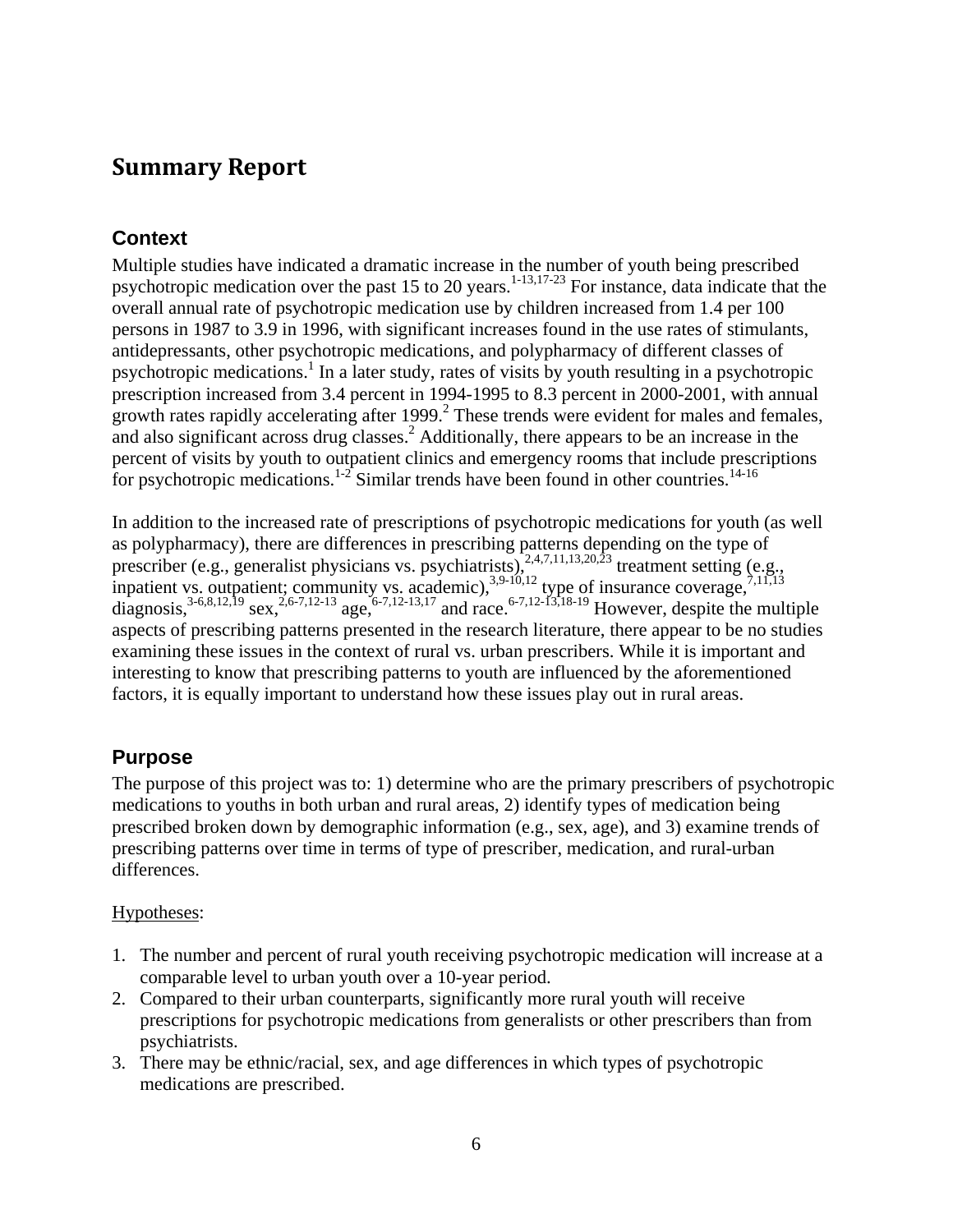# Summary Report

## Context

Multiple studies have indicated a dramatic increase in the number of youth being prescribed psychotropic medication over the past 15 to 20 years.[1-13,17-23] For instance, data indicate that the overall annual rate of psychotropic medication use by children increased from 1.4 per 100 persons in 1987 to 3.9 in 1996, with significant increases found in the use rates of stimulants, antidepressants, other psychotropic medications, and polypharmacy of different classes of psychotropic medications.[1] In a later study, rates of visits by youth resulting in a psychotropic prescription increased from 3.4 percent in 1994-1995 to 8.3 percent in 2000-2001, with annual growth rates rapidly accelerating after 1999.[2] These trends were evident for males and females, and also significant across drug classes.[2] Additionally, there appears to be an increase in the percent of visits by youth to outpatient clinics and emergency rooms that include prescriptions for psychotropic medications.[1-2] Similar trends have been found in other countries.[14-16]

In addition to the increased rate of prescriptions of psychotropic medications for youth (as well as polypharmacy), there are differences in prescribing patterns depending on the type of prescriber (e.g., generalist physicians vs. psychiatrists),[2,4,7,11,13,20,23] treatment setting (e.g., inpatient vs. outpatient; community vs. academic),[3,9-10,12] type of insurance coverage,[7,11,13] diagnosis,[3-6,8,12,19] sex,[2,6-7,12-13] age,[6-7,12-13,17] and race.[6-7,12-13,18-19] However, despite the multiple aspects of prescribing patterns presented in the research literature, there appear to be no studies examining these issues in the context of rural vs. urban prescribers. While it is important and interesting to know that prescribing patterns to youth are influenced by the aforementioned factors, it is equally important to understand how these issues play out in rural areas.

## Purpose

The purpose of this project was to: 1) determine who are the primary prescribers of psychotropic medications to youths in both urban and rural areas, 2) identify types of medication being prescribed broken down by demographic information (e.g., sex, age), and 3) examine trends of prescribing patterns over time in terms of type of prescriber, medication, and rural-urban differences.

Hypotheses:

1. The number and percent of rural youth receiving psychotropic medication will increase at a comparable level to urban youth over a 10-year period.
2. Compared to their urban counterparts, significantly more rural youth will receive prescriptions for psychotropic medications from generalists or other prescribers than from psychiatrists.
3. There may be ethnic/racial, sex, and age differences in which types of psychotropic medications are prescribed.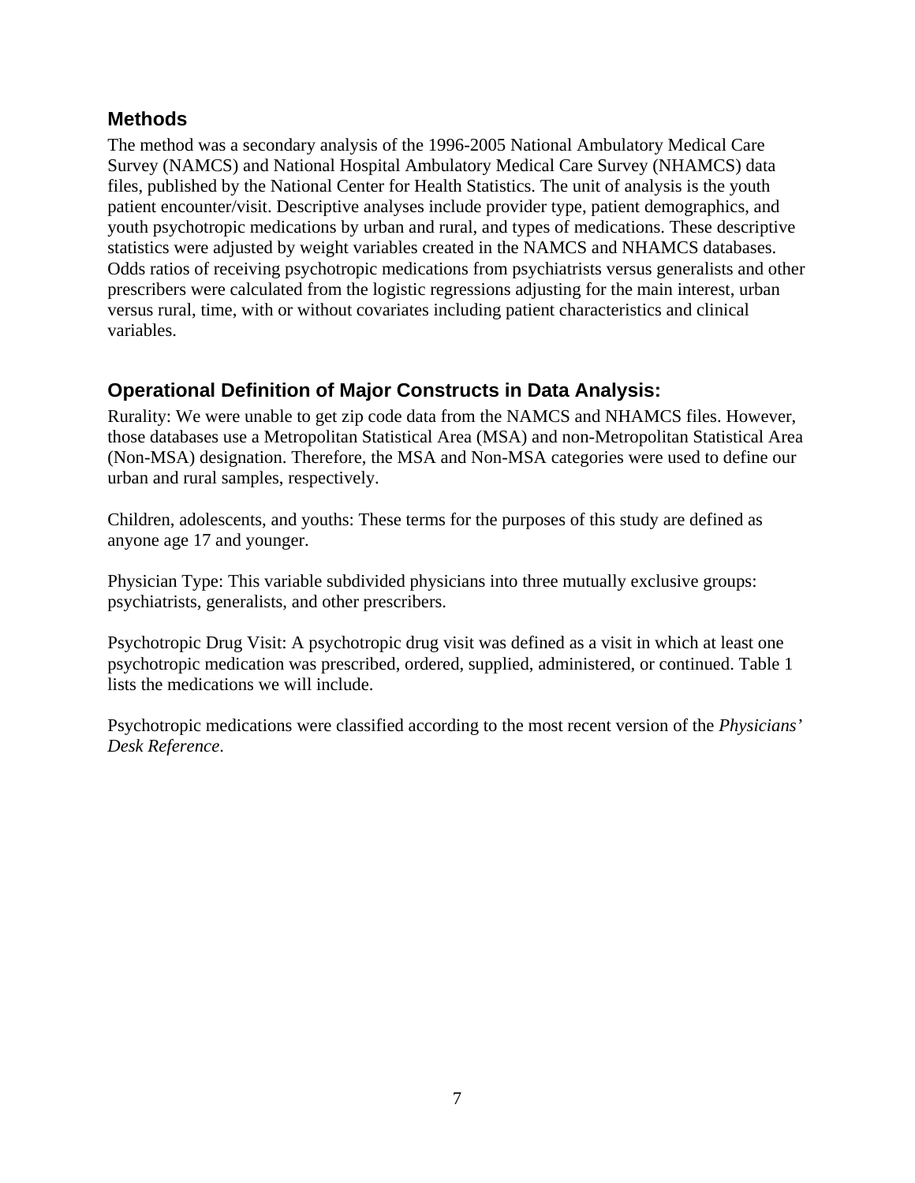## Methods

The method was a secondary analysis of the 1996-2005 National Ambulatory Medical Care Survey (NAMCS) and National Hospital Ambulatory Medical Care Survey (NHAMCS) data files, published by the National Center for Health Statistics. The unit of analysis is the youth patient encounter/visit. Descriptive analyses include provider type, patient demographics, and youth psychotropic medications by urban and rural, and types of medications. These descriptive statistics were adjusted by weight variables created in the NAMCS and NHAMCS databases. Odds ratios of receiving psychotropic medications from psychiatrists versus generalists and other prescribers were calculated from the logistic regressions adjusting for the main interest, urban versus rural, time, with or without covariates including patient characteristics and clinical variables.

## Operational Definition of Major Constructs in Data Analysis:

Rurality: We were unable to get zip code data from the NAMCS and NHAMCS files. However, those databases use a Metropolitan Statistical Area (MSA) and non-Metropolitan Statistical Area (Non-MSA) designation. Therefore, the MSA and Non-MSA categories were used to define our urban and rural samples, respectively.

Children, adolescents, and youths: These terms for the purposes of this study are defined as anyone age 17 and younger.

Physician Type: This variable subdivided physicians into three mutually exclusive groups: psychiatrists, generalists, and other prescribers.

Psychotropic Drug Visit: A psychotropic drug visit was defined as a visit in which at least one psychotropic medication was prescribed, ordered, supplied, administered, or continued. Table 1 lists the medications we will include.

Psychotropic medications were classified according to the most recent version of the *Physicians' Desk Reference*.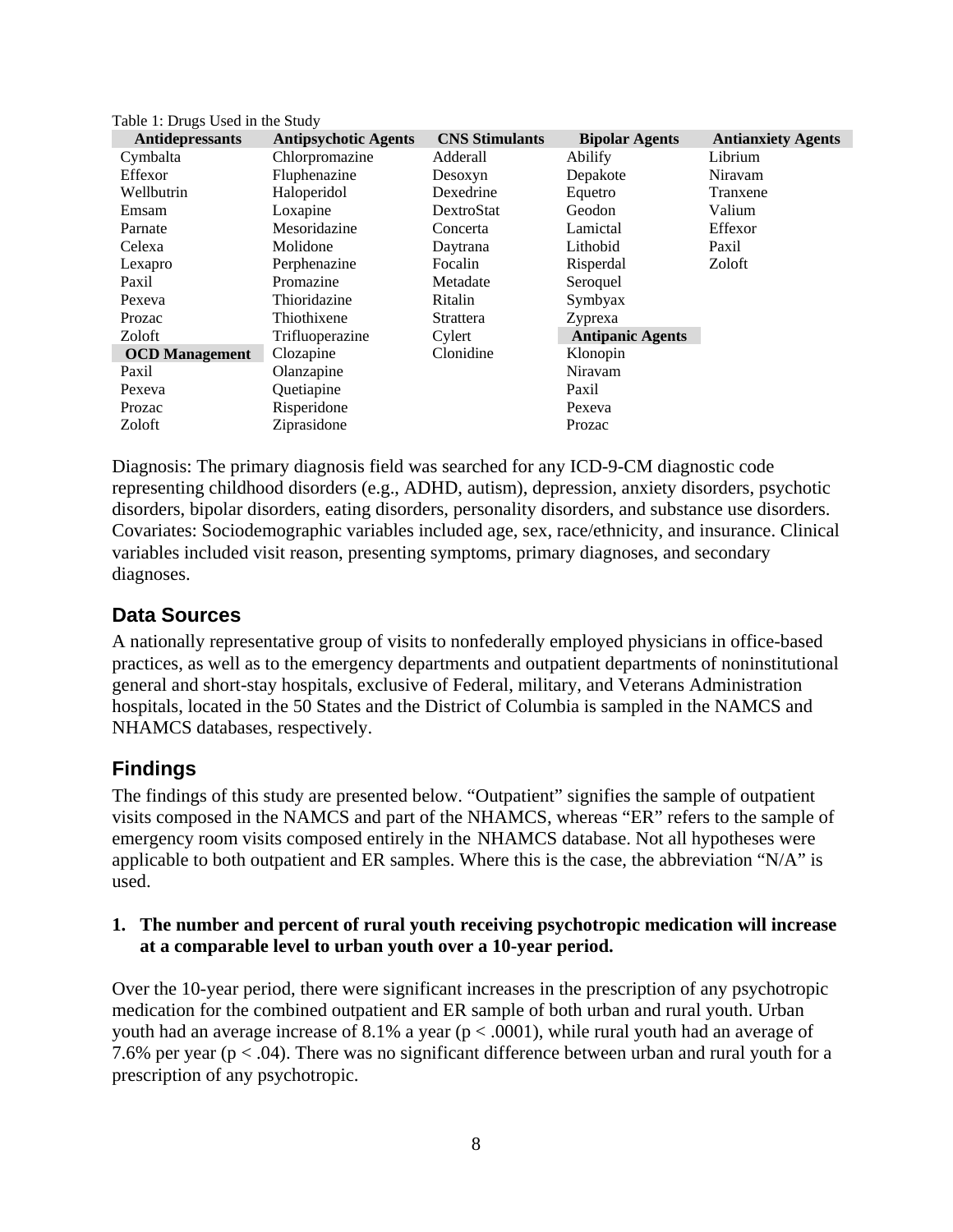Table 1: Drugs Used in the Study

| Antidepressants | Antipsychotic Agents | CNS Stimulants | Bipolar Agents | Antianxiety Agents |
|---|---|---|---|---|
| Cymbalta | Chlorpromazine | Adderall | Abilify | Librium |
| Effexor | Fluphenazine | Desoxyn | Depakote | Niravam |
| Wellbutrin | Haloperidol | Dexedrine | Equetro | Tranxene |
| Emsam | Loxapine | DextroStat | Geodon | Valium |
| Parnate | Mesoridazine | Concerta | Lamictal | Effexor |
| Celexa | Molidone | Daytrana | Lithobid | Paxil |
| Lexapro | Perphenazine | Focalin | Risperdal | Zoloft |
| Paxil | Promazine | Metadate | Seroquel | |
| Pexeva | Thioridazine | Ritalin | Symbyax | |
| Prozac | Thiothixene | Strattera | Zyprexa | |
| Zoloft | Trifluoperazine | Cylert | **Antipanic Agents** | |
| **OCD Management** | Clozapine | Clonidine | Klonopin | |
| Paxil | Olanzapine | | Niravam | |
| Pexeva | Quetiapine | | Paxil | |
| Prozac | Risperidone | | Pexeva | |
| Zoloft | Ziprasidone | | Prozac | |

Diagnosis: The primary diagnosis field was searched for any ICD-9-CM diagnostic code representing childhood disorders (e.g., ADHD, autism), depression, anxiety disorders, psychotic disorders, bipolar disorders, eating disorders, personality disorders, and substance use disorders. Covariates: Sociodemographic variables included age, sex, race/ethnicity, and insurance. Clinical variables included visit reason, presenting symptoms, primary diagnoses, and secondary diagnoses.

## Data Sources

A nationally representative group of visits to nonfederally employed physicians in office-based practices, as well as to the emergency departments and outpatient departments of noninstitutional general and short-stay hospitals, exclusive of Federal, military, and Veterans Administration hospitals, located in the 50 States and the District of Columbia is sampled in the NAMCS and NHAMCS databases, respectively.

## Findings

The findings of this study are presented below. "Outpatient" signifies the sample of outpatient visits composed in the NAMCS and part of the NHAMCS, whereas "ER" refers to the sample of emergency room visits composed entirely in the NHAMCS database. Not all hypotheses were applicable to both outpatient and ER samples. Where this is the case, the abbreviation "N/A" is used.

1. **The number and percent of rural youth receiving psychotropic medication will increase at a comparable level to urban youth over a 10-year period.**

Over the 10-year period, there were significant increases in the prescription of any psychotropic medication for the combined outpatient and ER sample of both urban and rural youth. Urban youth had an average increase of 8.1% a year ($p < .0001$), while rural youth had an average of 7.6% per year ($p < .04$). There was no significant difference between urban and rural youth for a prescription of any psychotropic.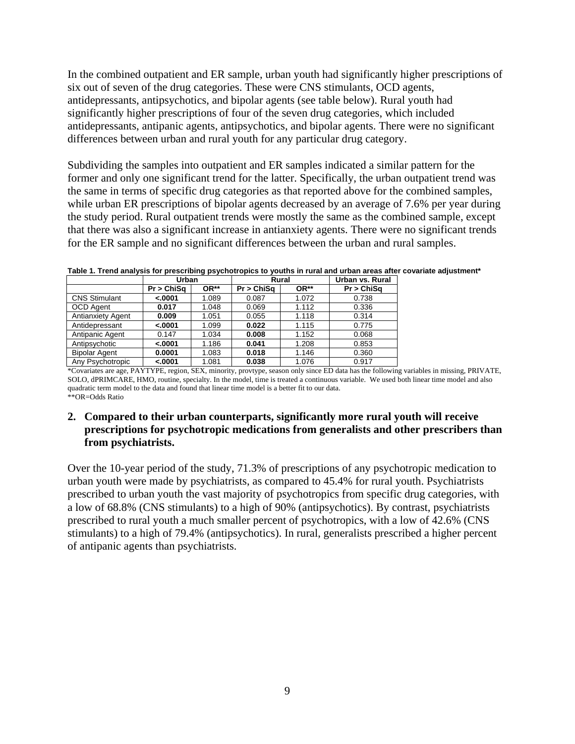In the combined outpatient and ER sample, urban youth had significantly higher prescriptions of six out of seven of the drug categories. These were CNS stimulants, OCD agents, antidepressants, antipsychotics, and bipolar agents (see table below). Rural youth had significantly higher prescriptions of four of the seven drug categories, which included antidepressants, antipanic agents, antipsychotics, and bipolar agents. There were no significant differences between urban and rural youth for any particular drug category.

Subdividing the samples into outpatient and ER samples indicated a similar pattern for the former and only one significant trend for the latter. Specifically, the urban outpatient trend was the same in terms of specific drug categories as that reported above for the combined samples, while urban ER prescriptions of bipolar agents decreased by an average of 7.6% per year during the study period. Rural outpatient trends were mostly the same as the combined sample, except that there was also a significant increase in antianxiety agents. There were no significant trends for the ER sample and no significant differences between the urban and rural samples.

**Table 1. Trend analysis for prescribing psychotropics to youths in rural and urban areas after covariate adjustment***

| | Urban | | Rural | | Urban vs. Rural |
|---|---|---|---|---|---|
| | Pr > ChiSq | OR** | Pr > ChiSq | OR** | Pr > ChiSq |
| CNS Stimulant | **<.0001** | 1.089 | 0.087 | 1.072 | 0.738 |
| OCD Agent | **0.017** | 1.048 | 0.069 | 1.112 | 0.336 |
| Antianxiety Agent | **0.009** | 1.051 | 0.055 | 1.118 | 0.314 |
| Antidepressant | **<.0001** | 1.099 | **0.022** | 1.115 | 0.775 |
| Antipanic Agent | 0.147 | 1.034 | **0.008** | 1.152 | 0.068 |
| Antipsychotic | **<.0001** | 1.186 | **0.041** | 1.208 | 0.853 |
| Bipolar Agent | **0.0001** | 1.083 | **0.018** | 1.146 | 0.360 |
| Any Psychotropic | **<.0001** | 1.081 | **0.038** | 1.076 | 0.917 |

*Covariates are age, PAYTYPE, region, SEX, minority, provtype, season only since ED data has the following variables in missing, PRIVATE, SOLO, dPRIMCARE, HMO, routine, specialty. In the model, time is treated a continuous variable. We used both linear time model and also quadratic term model to the data and found that linear time model is a better fit to our data.
**OR=Odds Ratio

2. **Compared to their urban counterparts, significantly more rural youth will receive prescriptions for psychotropic medications from generalists and other prescribers than from psychiatrists.**

Over the 10-year period of the study, 71.3% of prescriptions of any psychotropic medication to urban youth were made by psychiatrists, as compared to 45.4% for rural youth. Psychiatrists prescribed to urban youth the vast majority of psychotropics from specific drug categories, with a low of 68.8% (CNS stimulants) to a high of 90% (antipsychotics). By contrast, psychiatrists prescribed to rural youth a much smaller percent of psychotropics, with a low of 42.6% (CNS stimulants) to a high of 79.4% (antipsychotics). In rural, generalists prescribed a higher percent of antipanic agents than psychiatrists.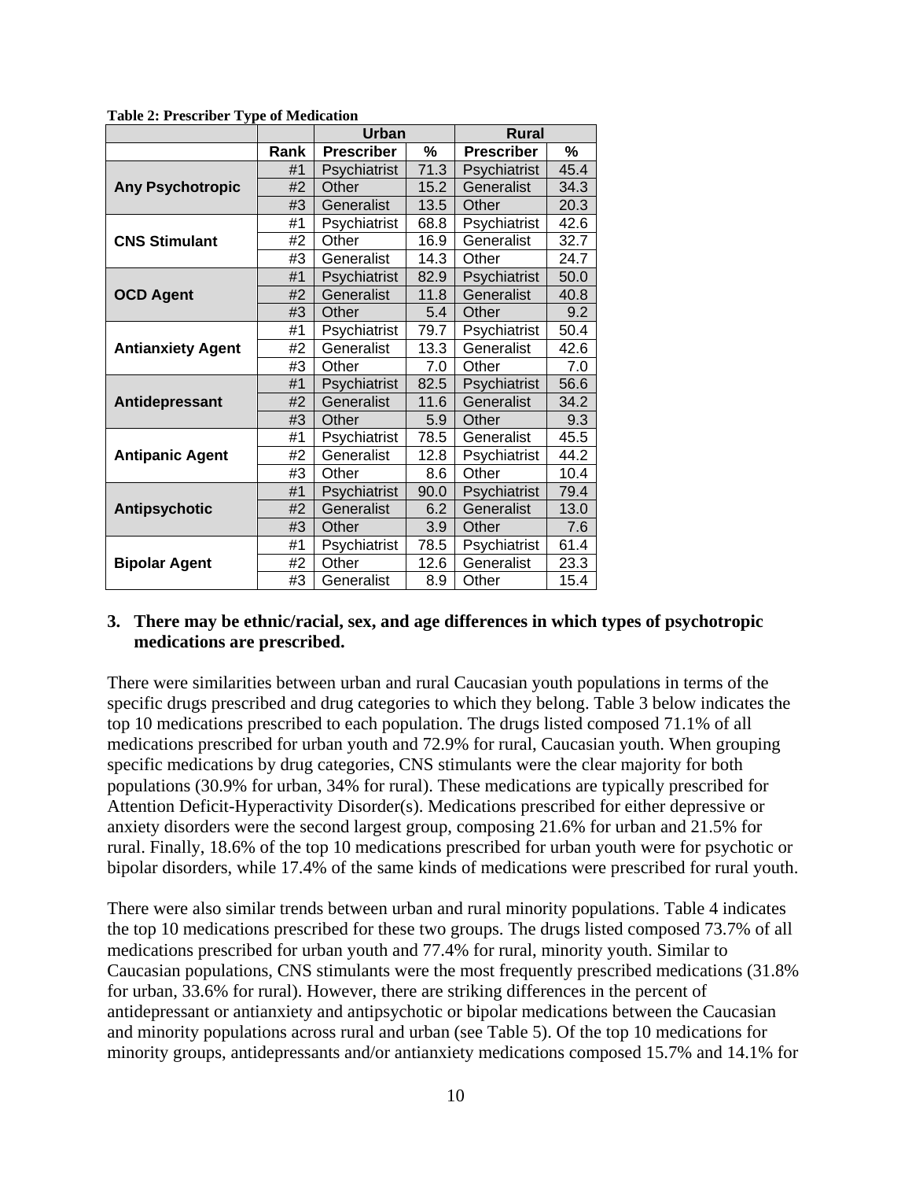**Table 2: Prescriber Type of Medication**

| | | Urban | | Rural | |
|---|---|---|---|---|---|
| | **Rank** | **Prescriber** | **%** | **Prescriber** | **%** |
| **Any Psychotropic** | #1 | Psychiatrist | 71.3 | Psychiatrist | 45.4 |
| | #2 | Other | 15.2 | Generalist | 34.3 |
| | #3 | Generalist | 13.5 | Other | 20.3 |
| **CNS Stimulant** | #1 | Psychiatrist | 68.8 | Psychiatrist | 42.6 |
| | #2 | Other | 16.9 | Generalist | 32.7 |
| | #3 | Generalist | 14.3 | Other | 24.7 |
| **OCD Agent** | #1 | Psychiatrist | 82.9 | Psychiatrist | 50.0 |
| | #2 | Generalist | 11.8 | Generalist | 40.8 |
| | #3 | Other | 5.4 | Other | 9.2 |
| **Antianxiety Agent** | #1 | Psychiatrist | 79.7 | Psychiatrist | 50.4 |
| | #2 | Generalist | 13.3 | Generalist | 42.6 |
| | #3 | Other | 7.0 | Other | 7.0 |
| **Antidepressant** | #1 | Psychiatrist | 82.5 | Psychiatrist | 56.6 |
| | #2 | Generalist | 11.6 | Generalist | 34.2 |
| | #3 | Other | 5.9 | Other | 9.3 |
| **Antipanic Agent** | #1 | Psychiatrist | 78.5 | Generalist | 45.5 |
| | #2 | Generalist | 12.8 | Psychiatrist | 44.2 |
| | #3 | Other | 8.6 | Other | 10.4 |
| **Antipsychotic** | #1 | Psychiatrist | 90.0 | Psychiatrist | 79.4 |
| | #2 | Generalist | 6.2 | Generalist | 13.0 |
| | #3 | Other | 3.9 | Other | 7.6 |
| **Bipolar Agent** | #1 | Psychiatrist | 78.5 | Psychiatrist | 61.4 |
| | #2 | Other | 12.6 | Generalist | 23.3 |
| | #3 | Generalist | 8.9 | Other | 15.4 |

**3. There may be ethnic/racial, sex, and age differences in which types of psychotropic medications are prescribed.**

There were similarities between urban and rural Caucasian youth populations in terms of the specific drugs prescribed and drug categories to which they belong. Table 3 below indicates the top 10 medications prescribed to each population. The drugs listed composed 71.1% of all medications prescribed for urban youth and 72.9% for rural, Caucasian youth. When grouping specific medications by drug categories, CNS stimulants were the clear majority for both populations (30.9% for urban, 34% for rural). These medications are typically prescribed for Attention Deficit-Hyperactivity Disorder(s). Medications prescribed for either depressive or anxiety disorders were the second largest group, composing 21.6% for urban and 21.5% for rural. Finally, 18.6% of the top 10 medications prescribed for urban youth were for psychotic or bipolar disorders, while 17.4% of the same kinds of medications were prescribed for rural youth.

There were also similar trends between urban and rural minority populations. Table 4 indicates the top 10 medications prescribed for these two groups. The drugs listed composed 73.7% of all medications prescribed for urban youth and 77.4% for rural, minority youth. Similar to Caucasian populations, CNS stimulants were the most frequently prescribed medications (31.8% for urban, 33.6% for rural). However, there are striking differences in the percent of antidepressant or antianxiety and antipsychotic or bipolar medications between the Caucasian and minority populations across rural and urban (see Table 5). Of the top 10 medications for minority groups, antidepressants and/or antianxiety medications composed 15.7% and 14.1% for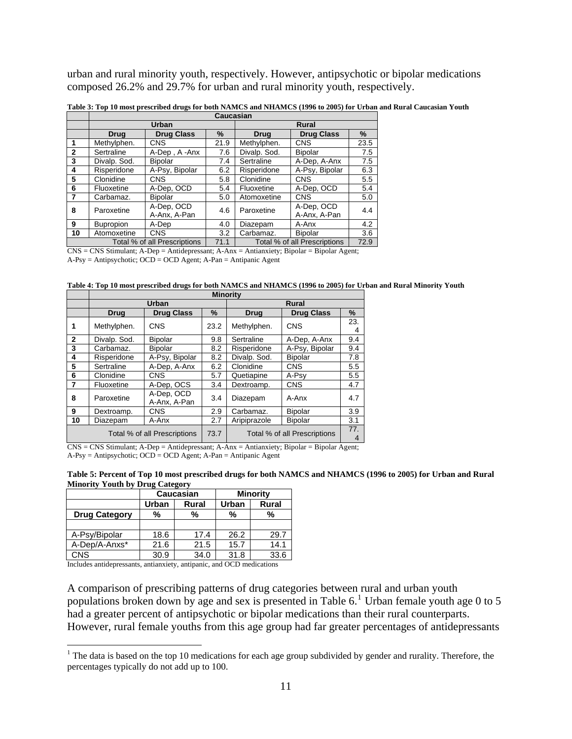urban and rural minority youth, respectively. However, antipsychotic or bipolar medications composed 26.2% and 29.7% for urban and rural minority youth, respectively.

**Table 3: Top 10 most prescribed drugs for both NAMCS and NHAMCS (1996 to 2005) for Urban and Rural Caucasian Youth**

| | Caucasian | | | | | |
|---|---|---|---|---|---|---|
| | Urban | | | Rural | | |
| | Drug | Drug Class | % | Drug | Drug Class | % |
| 1 | Methylphen. | CNS | 21.9 | Methylphen. | CNS | 23.5 |
| 2 | Sertraline | A-Dep , A -Anx | 7.6 | Divalp. Sod. | Bipolar | 7.5 |
| 3 | Divalp. Sod. | Bipolar | 7.4 | Sertraline | A-Dep, A-Anx | 7.5 |
| 4 | Risperidone | A-Psy, Bipolar | 6.2 | Risperidone | A-Psy, Bipolar | 6.3 |
| 5 | Clonidine | CNS | 5.8 | Clonidine | CNS | 5.5 |
| 6 | Fluoxetine | A-Dep, OCD | 5.4 | Fluoxetine | A-Dep, OCD | 5.4 |
| 7 | Carbamaz. | Bipolar | 5.0 | Atomoxetine | CNS | 5.0 |
| 8 | Paroxetine | A-Dep, OCD A-Anx, A-Pan | 4.6 | Paroxetine | A-Dep, OCD A-Anx, A-Pan | 4.4 |
| 9 | Bupropion | A-Dep | 4.0 | Diazepam | A-Anx | 4.2 |
| 10 | Atomoxetine | CNS | 3.2 | Carbamaz. | Bipolar | 3.6 |
| Total % of all Prescriptions | | | 71.1 | Total % of all Prescriptions | | 72.9 |

CNS = CNS Stimulant; A-Dep = Antidepressant; A-Anx = Antianxiety; Bipolar = Bipolar Agent;
A-Psy = Antipsychotic; OCD = OCD Agent; A-Pan = Antipanic Agent

**Table 4: Top 10 most prescribed drugs for both NAMCS and NHAMCS (1996 to 2005) for Urban and Rural Minority Youth**

| | Minority | | | | | |
|---|---|---|---|---|---|---|
| | Urban | | | Rural | | |
| | Drug | Drug Class | % | Drug | Drug Class | % |
| 1 | Methylphen. | CNS | 23.2 | Methylphen. | CNS | 23.4 |
| 2 | Divalp. Sod. | Bipolar | 9.8 | Sertraline | A-Dep, A-Anx | 9.4 |
| 3 | Carbamaz. | Bipolar | 8.2 | Risperidone | A-Psy, Bipolar | 9.4 |
| 4 | Risperidone | A-Psy, Bipolar | 8.2 | Divalp. Sod. | Bipolar | 7.8 |
| 5 | Sertraline | A-Dep, A-Anx | 6.2 | Clonidine | CNS | 5.5 |
| 6 | Clonidine | CNS | 5.7 | Quetiapine | A-Psy | 5.5 |
| 7 | Fluoxetine | A-Dep, OCS | 3.4 | Dextroamp. | CNS | 4.7 |
| 8 | Paroxetine | A-Dep, OCD A-Anx, A-Pan | 3.4 | Diazepam | A-Anx | 4.7 |
| 9 | Dextroamp. | CNS | 2.9 | Carbamaz. | Bipolar | 3.9 |
| 10 | Diazepam | A-Anx | 2.7 | Aripiprazole | Bipolar | 3.1 |
| Total % of all Prescriptions | | | 73.7 | Total % of all Prescriptions | | 77.4 |

CNS = CNS Stimulant; A-Dep = Antidepressant; A-Anx = Antianxiety; Bipolar = Bipolar Agent;
A-Psy = Antipsychotic; OCD = OCD Agent; A-Pan = Antipanic Agent

**Table 5: Percent of Top 10 most prescribed drugs for both NAMCS and NHAMCS (1996 to 2005) for Urban and Rural Minority Youth by Drug Category**

| | Caucasian | | Minority | |
|---|---|---|---|---|
| | Urban | Rural | Urban | Rural |
| Drug Category | % | % | % | % |
| | | | | |
| A-Psy/Bipolar | 18.6 | 17.4 | 26.2 | 29.7 |
| A-Dep/A-Anxs* | 21.6 | 21.5 | 15.7 | 14.1 |
| CNS | 30.9 | 34.0 | 31.8 | 33.6 |

Includes antidepressants, antianxiety, antipanic, and OCD medications

A comparison of prescribing patterns of drug categories between rural and urban youth populations broken down by age and sex is presented in Table 6.[1] Urban female youth age 0 to 5 had a greater percent of antipsychotic or bipolar medications than their rural counterparts. However, rural female youths from this age group had far greater percentages of antidepressants

[1] The data is based on the top 10 medications for each age group subdivided by gender and rurality. Therefore, the percentages typically do not add up to 100.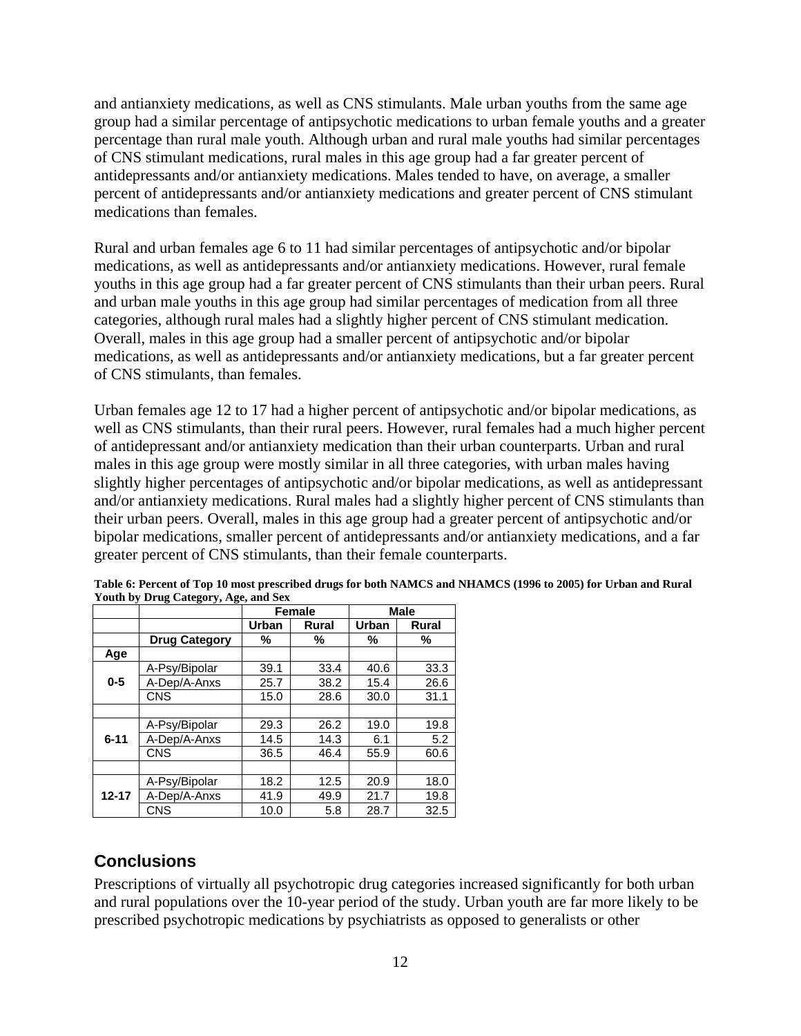and antianxiety medications, as well as CNS stimulants. Male urban youths from the same age group had a similar percentage of antipsychotic medications to urban female youths and a greater percentage than rural male youth. Although urban and rural male youths had similar percentages of CNS stimulant medications, rural males in this age group had a far greater percent of antidepressants and/or antianxiety medications. Males tended to have, on average, a smaller percent of antidepressants and/or antianxiety medications and greater percent of CNS stimulant medications than females.

Rural and urban females age 6 to 11 had similar percentages of antipsychotic and/or bipolar medications, as well as antidepressants and/or antianxiety medications. However, rural female youths in this age group had a far greater percent of CNS stimulants than their urban peers. Rural and urban male youths in this age group had similar percentages of medication from all three categories, although rural males had a slightly higher percent of CNS stimulant medication. Overall, males in this age group had a smaller percent of antipsychotic and/or bipolar medications, as well as antidepressants and/or antianxiety medications, but a far greater percent of CNS stimulants, than females.

Urban females age 12 to 17 had a higher percent of antipsychotic and/or bipolar medications, as well as CNS stimulants, than their rural peers. However, rural females had a much higher percent of antidepressant and/or antianxiety medication than their urban counterparts. Urban and rural males in this age group were mostly similar in all three categories, with urban males having slightly higher percentages of antipsychotic and/or bipolar medications, as well as antidepressant and/or antianxiety medications. Rural males had a slightly higher percent of CNS stimulants than their urban peers. Overall, males in this age group had a greater percent of antipsychotic and/or bipolar medications, smaller percent of antidepressants and/or antianxiety medications, and a far greater percent of CNS stimulants, than their female counterparts.

**Table 6: Percent of Top 10 most prescribed drugs for both NAMCS and NHAMCS (1996 to 2005) for Urban and Rural Youth by Drug Category, Age, and Sex**

| | | Female | | Male | |
|---|---|---|---|---|---|
| | | Urban | Rural | Urban | Rural |
| | **Drug Category** | **%** | **%** | **%** | **%** |
| **Age** | | | | | |
| **0-5** | A-Psy/Bipolar | 39.1 | 33.4 | 40.6 | 33.3 |
| | A-Dep/A-Anxs | 25.7 | 38.2 | 15.4 | 26.6 |
| | CNS | 15.0 | 28.6 | 30.0 | 31.1 |
| | | | | | |
| **6-11** | A-Psy/Bipolar | 29.3 | 26.2 | 19.0 | 19.8 |
| | A-Dep/A-Anxs | 14.5 | 14.3 | 6.1 | 5.2 |
| | CNS | 36.5 | 46.4 | 55.9 | 60.6 |
| | | | | | |
| **12-17** | A-Psy/Bipolar | 18.2 | 12.5 | 20.9 | 18.0 |
| | A-Dep/A-Anxs | 41.9 | 49.9 | 21.7 | 19.8 |
| | CNS | 10.0 | 5.8 | 28.7 | 32.5 |

## Conclusions

Prescriptions of virtually all psychotropic drug categories increased significantly for both urban and rural populations over the 10-year period of the study. Urban youth are far more likely to be prescribed psychotropic medications by psychiatrists as opposed to generalists or other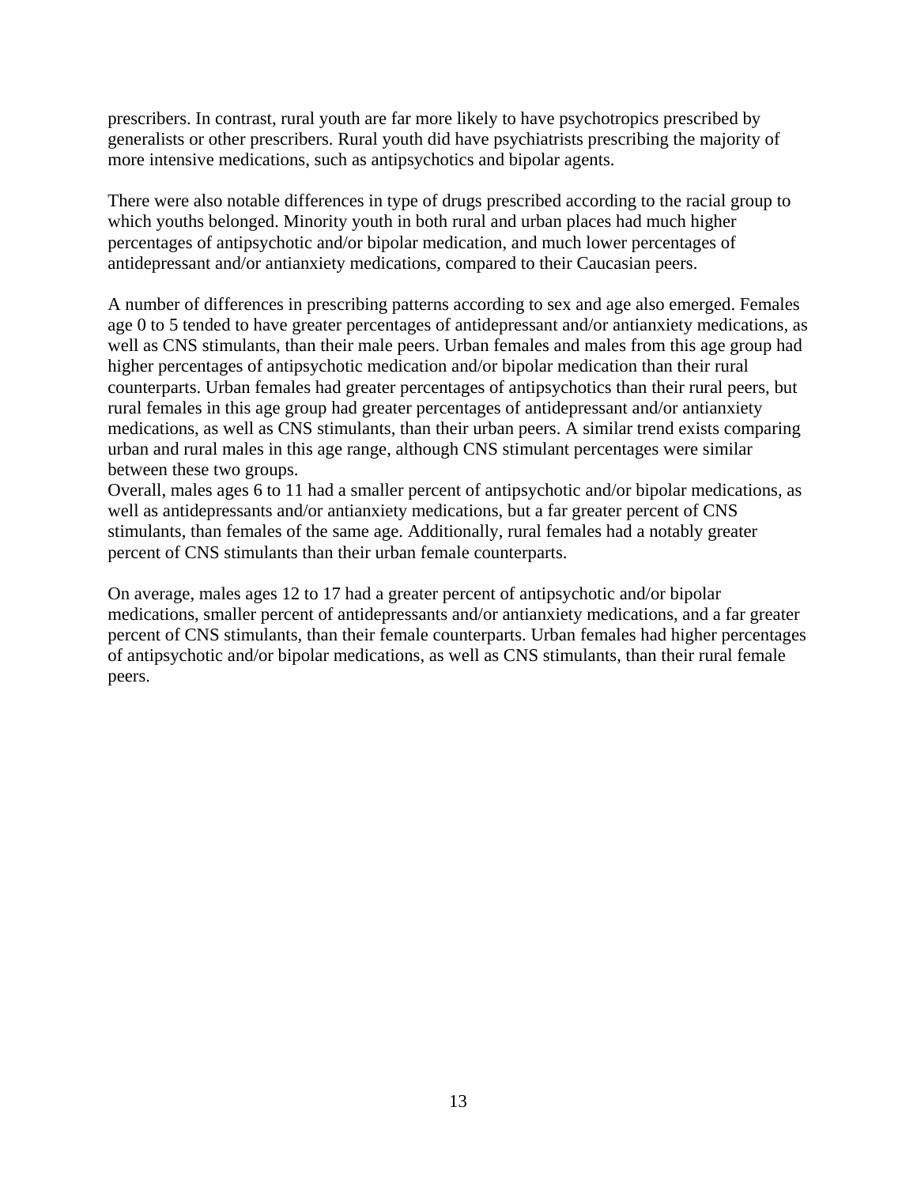prescribers. In contrast, rural youth are far more likely to have psychotropics prescribed by generalists or other prescribers. Rural youth did have psychiatrists prescribing the majority of more intensive medications, such as antipsychotics and bipolar agents.

There were also notable differences in type of drugs prescribed according to the racial group to which youths belonged. Minority youth in both rural and urban places had much higher percentages of antipsychotic and/or bipolar medication, and much lower percentages of antidepressant and/or antianxiety medications, compared to their Caucasian peers.

A number of differences in prescribing patterns according to sex and age also emerged. Females age 0 to 5 tended to have greater percentages of antidepressant and/or antianxiety medications, as well as CNS stimulants, than their male peers. Urban females and males from this age group had higher percentages of antipsychotic medication and/or bipolar medication than their rural counterparts. Urban females had greater percentages of antipsychotics than their rural peers, but rural females in this age group had greater percentages of antidepressant and/or antianxiety medications, as well as CNS stimulants, than their urban peers. A similar trend exists comparing urban and rural males in this age range, although CNS stimulant percentages were similar between these two groups.

Overall, males ages 6 to 11 had a smaller percent of antipsychotic and/or bipolar medications, as well as antidepressants and/or antianxiety medications, but a far greater percent of CNS stimulants, than females of the same age. Additionally, rural females had a notably greater percent of CNS stimulants than their urban female counterparts.

On average, males ages 12 to 17 had a greater percent of antipsychotic and/or bipolar medications, smaller percent of antidepressants and/or antianxiety medications, and a far greater percent of CNS stimulants, than their female counterparts. Urban females had higher percentages of antipsychotic and/or bipolar medications, as well as CNS stimulants, than their rural female peers.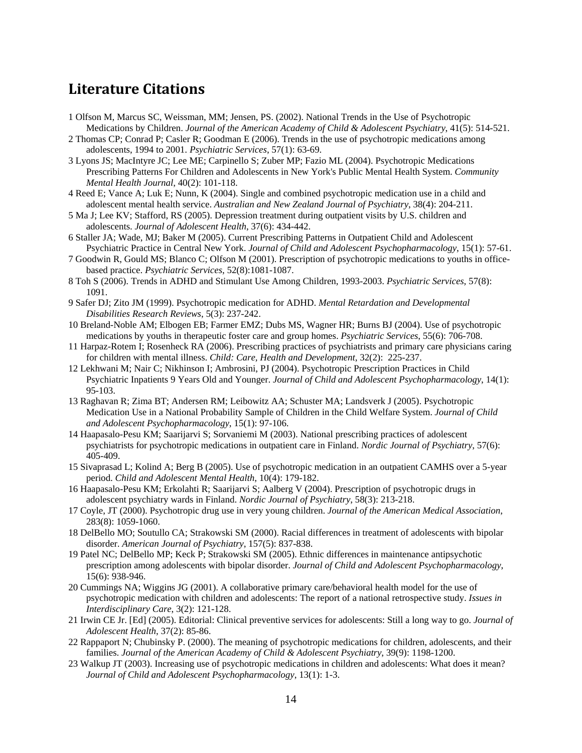## Literature Citations

1 Olfson M, Marcus SC, Weissman, MM; Jensen, PS. (2002). National Trends in the Use of Psychotropic Medications by Children. *Journal of the American Academy of Child & Adolescent Psychiatry*, 41(5): 514-521.

2 Thomas CP; Conrad P; Casler R; Goodman E (2006). Trends in the use of psychotropic medications among adolescents, 1994 to 2001. *Psychiatric Services*, 57(1): 63-69.

3 Lyons JS; MacIntyre JC; Lee ME; Carpinello S; Zuber MP; Fazio ML (2004). Psychotropic Medications Prescribing Patterns For Children and Adolescents in New York's Public Mental Health System. *Community Mental Health Journal*, 40(2): 101-118.

4 Reed E; Vance A; Luk E; Nunn, K (2004). Single and combined psychotropic medication use in a child and adolescent mental health service. *Australian and New Zealand Journal of Psychiatry*, 38(4): 204-211.

5 Ma J; Lee KV; Stafford, RS (2005). Depression treatment during outpatient visits by U.S. children and adolescents. *Journal of Adolescent Health*, 37(6): 434-442.

6 Staller JA; Wade, MJ; Baker M (2005). Current Prescribing Patterns in Outpatient Child and Adolescent Psychiatric Practice in Central New York. *Journal of Child and Adolescent Psychopharmacology*, 15(1): 57-61.

7 Goodwin R, Gould MS; Blanco C; Olfson M (2001). Prescription of psychotropic medications to youths in office-based practice. *Psychiatric Services*, 52(8):1081-1087.

8 Toh S (2006). Trends in ADHD and Stimulant Use Among Children, 1993-2003. *Psychiatric Services,* 57(8): 1091.

9 Safer DJ; Zito JM (1999). Psychotropic medication for ADHD. *Mental Retardation and Developmental Disabilities Research Reviews*, 5(3): 237-242.

10 Breland-Noble AM; Elbogen EB; Farmer EMZ; Dubs MS, Wagner HR; Burns BJ (2004). Use of psychotropic medications by youths in therapeutic foster care and group homes. *Psychiatric Services*, 55(6): 706-708.

11 Harpaz-Rotem I; Rosenheck RA (2006). Prescribing practices of psychiatrists and primary care physicians caring for children with mental illness. *Child: Care, Health and Development*, 32(2): 225-237.

12 Lekhwani M; Nair C; Nikhinson I; Ambrosini, PJ (2004). Psychotropic Prescription Practices in Child Psychiatric Inpatients 9 Years Old and Younger. *Journal of Child and Adolescent Psychopharmacology*, 14(1): 95-103.

13 Raghavan R; Zima BT; Andersen RM; Leibowitz AA; Schuster MA; Landsverk J (2005). Psychotropic Medication Use in a National Probability Sample of Children in the Child Welfare System. *Journal of Child and Adolescent Psychopharmacology*, 15(1): 97-106.

14 Haapasalo-Pesu KM; Saarijarvi S; Sorvaniemi M (2003). National prescribing practices of adolescent psychiatrists for psychotropic medications in outpatient care in Finland. *Nordic Journal of Psychiatry*, 57(6): 405-409.

15 Sivaprasad L; Kolind A; Berg B (2005). Use of psychotropic medication in an outpatient CAMHS over a 5-year period. *Child and Adolescent Mental Health*, 10(4): 179-182.

16 Haapasalo-Pesu KM; Erkolahti R; Saarijarvi S; Aalberg V (2004). Prescription of psychotropic drugs in adolescent psychiatry wards in Finland. *Nordic Journal of Psychiatry*, 58(3): 213-218.

17 Coyle, JT (2000). Psychotropic drug use in very young children. *Journal of the American Medical Association*, 283(8): 1059-1060.

18 DelBello MO; Soutullo CA; Strakowski SM (2000). Racial differences in treatment of adolescents with bipolar disorder. *American Journal of Psychiatry*, 157(5): 837-838.

19 Patel NC; DelBello MP; Keck P; Strakowski SM (2005). Ethnic differences in maintenance antipsychotic prescription among adolescents with bipolar disorder. *Journal of Child and Adolescent Psychopharmacology*, 15(6): 938-946.

20 Cummings NA; Wiggins JG (2001). A collaborative primary care/behavioral health model for the use of psychotropic medication with children and adolescents: The report of a national retrospective study. *Issues in Interdisciplinary Care*, 3(2): 121-128.

21 Irwin CE Jr. [Ed] (2005). Editorial: Clinical preventive services for adolescents: Still a long way to go. *Journal of Adolescent Health*, 37(2): 85-86.

22 Rappaport N; Chubinsky P. (2000). The meaning of psychotropic medications for children, adolescents, and their families. *Journal of the American Academy of Child & Adolescent Psychiatry*, 39(9): 1198-1200.

23 Walkup JT (2003). Increasing use of psychotropic medications in children and adolescents: What does it mean? *Journal of Child and Adolescent Psychopharmacology*, 13(1): 1-3.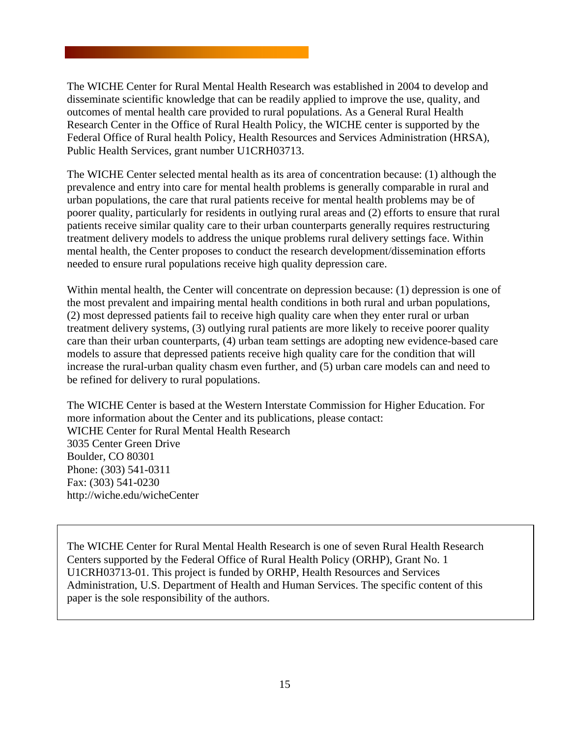The WICHE Center for Rural Mental Health Research was established in 2004 to develop and disseminate scientific knowledge that can be readily applied to improve the use, quality, and outcomes of mental health care provided to rural populations. As a General Rural Health Research Center in the Office of Rural Health Policy, the WICHE center is supported by the Federal Office of Rural health Policy, Health Resources and Services Administration (HRSA), Public Health Services, grant number U1CRH03713.

The WICHE Center selected mental health as its area of concentration because: (1) although the prevalence and entry into care for mental health problems is generally comparable in rural and urban populations, the care that rural patients receive for mental health problems may be of poorer quality, particularly for residents in outlying rural areas and (2) efforts to ensure that rural patients receive similar quality care to their urban counterparts generally requires restructuring treatment delivery models to address the unique problems rural delivery settings face. Within mental health, the Center proposes to conduct the research development/dissemination efforts needed to ensure rural populations receive high quality depression care.

Within mental health, the Center will concentrate on depression because: (1) depression is one of the most prevalent and impairing mental health conditions in both rural and urban populations, (2) most depressed patients fail to receive high quality care when they enter rural or urban treatment delivery systems, (3) outlying rural patients are more likely to receive poorer quality care than their urban counterparts, (4) urban team settings are adopting new evidence-based care models to assure that depressed patients receive high quality care for the condition that will increase the rural-urban quality chasm even further, and (5) urban care models can and need to be refined for delivery to rural populations.

The WICHE Center is based at the Western Interstate Commission for Higher Education. For more information about the Center and its publications, please contact:
WICHE Center for Rural Mental Health Research
3035 Center Green Drive
Boulder, CO 80301
Phone: (303) 541-0311
Fax: (303) 541-0230
http://wiche.edu/wicheCenter

The WICHE Center for Rural Mental Health Research is one of seven Rural Health Research Centers supported by the Federal Office of Rural Health Policy (ORHP), Grant No. 1 U1CRH03713-01. This project is funded by ORHP, Health Resources and Services Administration, U.S. Department of Health and Human Services. The specific content of this paper is the sole responsibility of the authors.